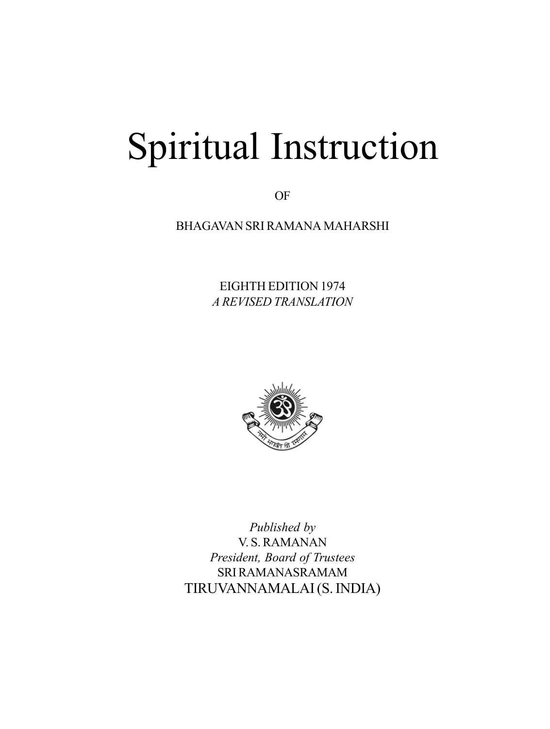# Spiritual Instruction

OF

BHAGAVAN SRI RAMANA MAHARSHI

EIGHTH EDITION 1974

*A REVISED TRANSLATION*

*Published by*

V. S. RAMANAN

*President, Board of Trustees*

SRI RAMANASRAMAM

TIRUVANNAMALAI (S. INDIA)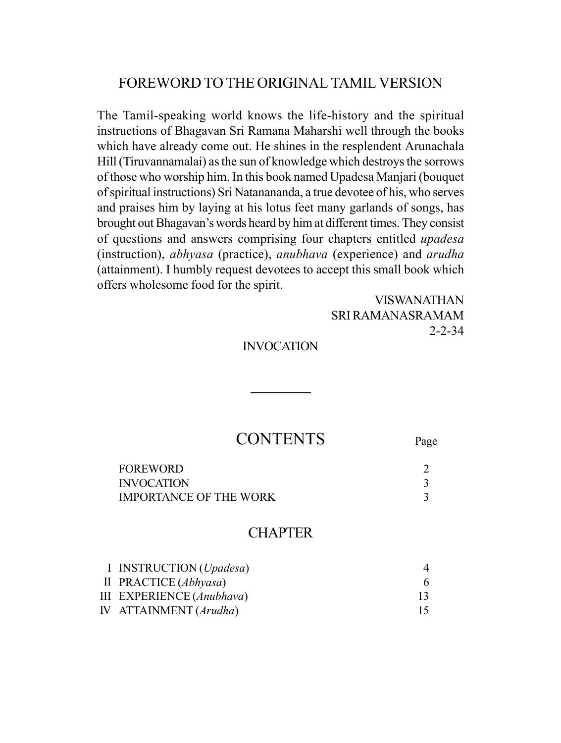## FOREWORD TO THE ORIGINAL TAMIL VERSION

The Tamil-speaking world knows the life-history and the spiritual instructions of Bhagavan Sri Ramana Maharshi well through the books which have already come out. He shines in the resplendent Arunachala Hill (Tiruvannamalai) as the sun of knowledge which destroys the sorrows of those who worship him. In this book named Upadesa Manjari (bouquet of spiritual instructions) Sri Natanananda, a true devotee of his, who serves and praises him by laying at his lotus feet many garlands of songs, has brought out Bhagavan's words heard by him at different times. They consist of questions and answers comprising four chapters entitled *upadesa* (instruction), *abhyasa* (practice), *anubhava* (experience) and *arudha* (attainment). I humbly request devotees to accept this small book which offers wholesome food for the spirit.

VISWANATHAN
SRI RAMANASRAMAM
2-2-34

INVOCATION

---

## CONTENTS

| | Page |
|---|---|
| FOREWORD | 2 |
| INVOCATION | 3 |
| IMPORTANCE OF THE WORK | 3 |

### CHAPTER

| | | |
|---|---|---|
| I | INSTRUCTION (*Upadesa*) | 4 |
| II | PRACTICE (*Abhyasa*) | 6 |
| III | EXPERIENCE (*Anubhava*) | 13 |
| IV | ATTAINMENT (*Arudha*) | 15 |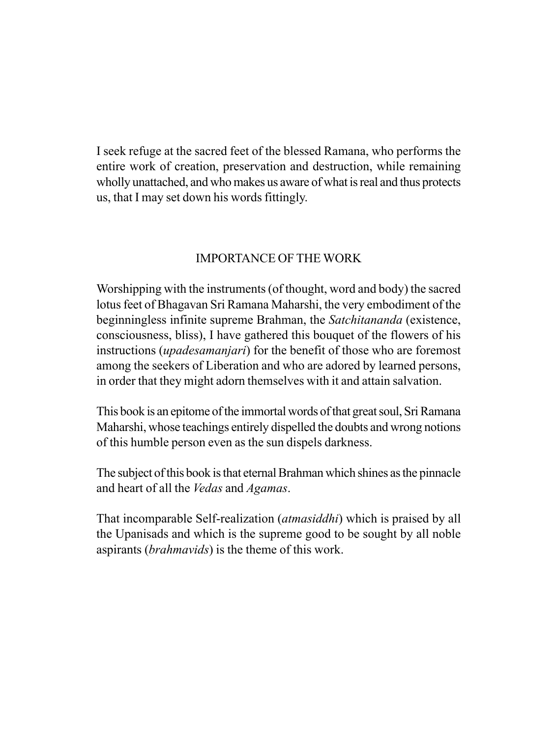I seek refuge at the sacred feet of the blessed Ramana, who performs the entire work of creation, preservation and destruction, while remaining wholly unattached, and who makes us aware of what is real and thus protects us, that I may set down his words fittingly.

## IMPORTANCE OF THE WORK

Worshipping with the instruments (of thought, word and body) the sacred lotus feet of Bhagavan Sri Ramana Maharshi, the very embodiment of the beginningless infinite supreme Brahman, the *Satchitananda* (existence, consciousness, bliss), I have gathered this bouquet of the flowers of his instructions (*upadesamanjari*) for the benefit of those who are foremost among the seekers of Liberation and who are adored by learned persons, in order that they might adorn themselves with it and attain salvation.

This book is an epitome of the immortal words of that great soul, Sri Ramana Maharshi, whose teachings entirely dispelled the doubts and wrong notions of this humble person even as the sun dispels darkness.

The subject of this book is that eternal Brahman which shines as the pinnacle and heart of all the *Vedas* and *Agamas*.

That incomparable Self-realization (*atmasiddhi*) which is praised by all the Upanisads and which is the supreme good to be sought by all noble aspirants (*brahmavids*) is the theme of this work.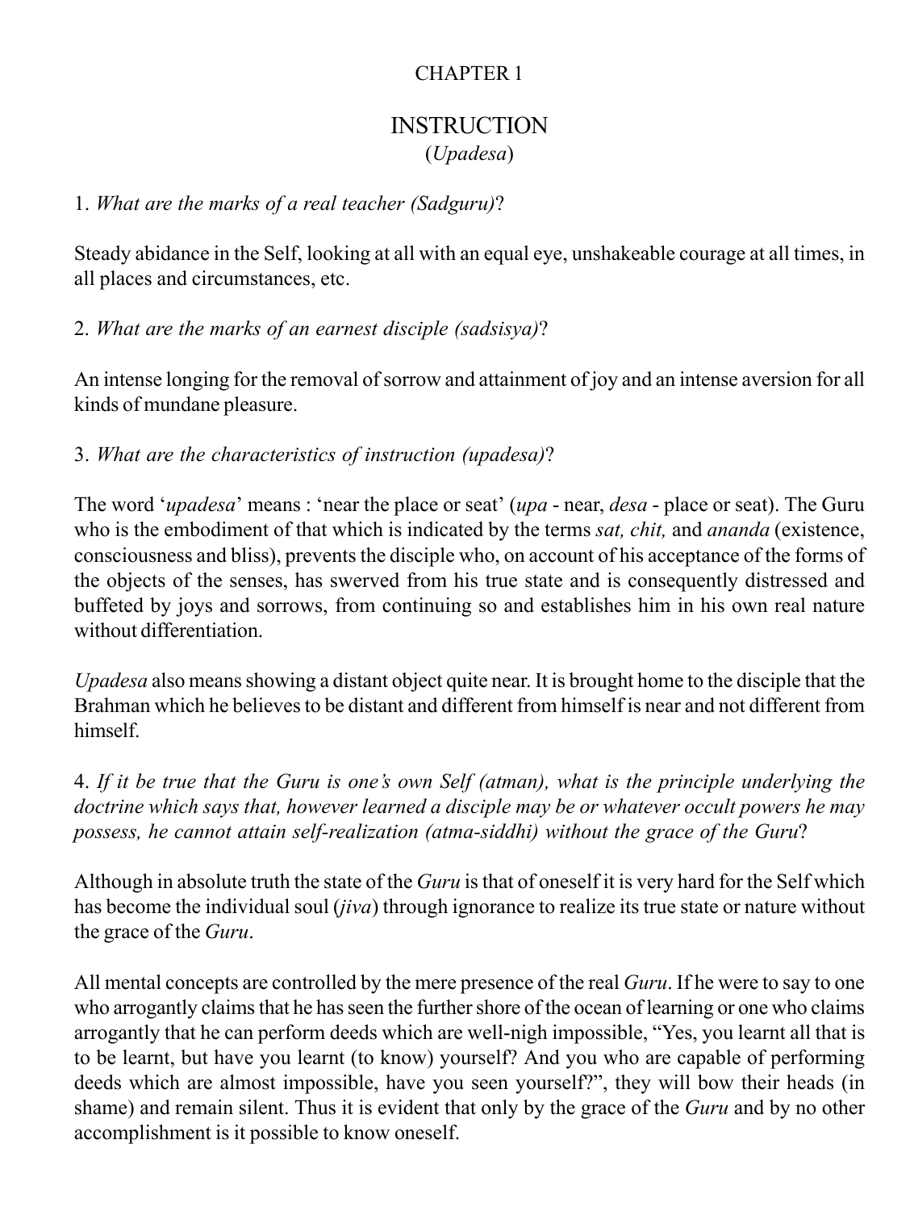# CHAPTER 1

## INSTRUCTION
(*Upadesa*)

1. *What are the marks of a real teacher (Sadguru)*?

Steady abidance in the Self, looking at all with an equal eye, unshakeable courage at all times, in all places and circumstances, etc.

2. *What are the marks of an earnest disciple (sadsisya)*?

An intense longing for the removal of sorrow and attainment of joy and an intense aversion for all kinds of mundane pleasure.

3. *What are the characteristics of instruction (upadesa)*?

The word '*upadesa*' means : 'near the place or seat' (*upa* - near, *desa* - place or seat). The Guru who is the embodiment of that which is indicated by the terms *sat, chit,* and *ananda* (existence, consciousness and bliss), prevents the disciple who, on account of his acceptance of the forms of the objects of the senses, has swerved from his true state and is consequently distressed and buffeted by joys and sorrows, from continuing so and establishes him in his own real nature without differentiation.

*Upadesa* also means showing a distant object quite near. It is brought home to the disciple that the Brahman which he believes to be distant and different from himself is near and not different from himself.

4. *If it be true that the Guru is one's own Self (atman), what is the principle underlying the doctrine which says that, however learned a disciple may be or whatever occult powers he may possess, he cannot attain self-realization (atma-siddhi) without the grace of the Guru*?

Although in absolute truth the state of the *Guru* is that of oneself it is very hard for the Self which has become the individual soul (*jiva*) through ignorance to realize its true state or nature without the grace of the *Guru*.

All mental concepts are controlled by the mere presence of the real *Guru*. If he were to say to one who arrogantly claims that he has seen the further shore of the ocean of learning or one who claims arrogantly that he can perform deeds which are well-nigh impossible, "Yes, you learnt all that is to be learnt, but have you learnt (to know) yourself? And you who are capable of performing deeds which are almost impossible, have you seen yourself?", they will bow their heads (in shame) and remain silent. Thus it is evident that only by the grace of the *Guru* and by no other accomplishment is it possible to know oneself.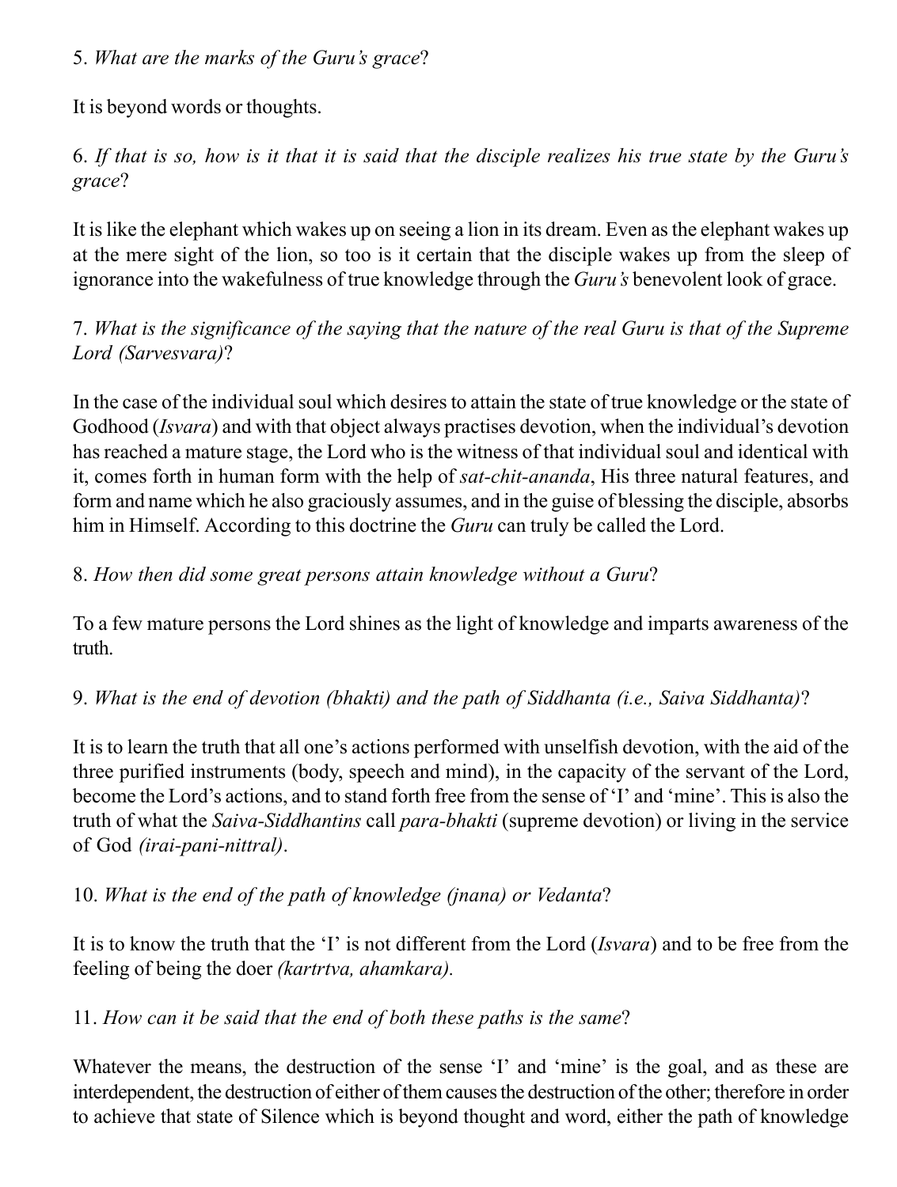5. *What are the marks of the Guru's grace*?

It is beyond words or thoughts.

6. *If that is so, how is it that it is said that the disciple realizes his true state by the Guru's grace*?

It is like the elephant which wakes up on seeing a lion in its dream. Even as the elephant wakes up at the mere sight of the lion, so too is it certain that the disciple wakes up from the sleep of ignorance into the wakefulness of true knowledge through the *Guru's* benevolent look of grace.

7. *What is the significance of the saying that the nature of the real Guru is that of the Supreme Lord (Sarvesvara)*?

In the case of the individual soul which desires to attain the state of true knowledge or the state of Godhood (*Isvara*) and with that object always practises devotion, when the individual's devotion has reached a mature stage, the Lord who is the witness of that individual soul and identical with it, comes forth in human form with the help of *sat-chit-ananda*, His three natural features, and form and name which he also graciously assumes, and in the guise of blessing the disciple, absorbs him in Himself. According to this doctrine the *Guru* can truly be called the Lord.

8. *How then did some great persons attain knowledge without a Guru*?

To a few mature persons the Lord shines as the light of knowledge and imparts awareness of the truth.

9. *What is the end of devotion (bhakti) and the path of Siddhanta (i.e., Saiva Siddhanta)*?

It is to learn the truth that all one's actions performed with unselfish devotion, with the aid of the three purified instruments (body, speech and mind), in the capacity of the servant of the Lord, become the Lord's actions, and to stand forth free from the sense of 'I' and 'mine'. This is also the truth of what the *Saiva-Siddhantins* call *para-bhakti* (supreme devotion) or living in the service of God *(irai-pani-nittral)*.

10. *What is the end of the path of knowledge (jnana) or Vedanta*?

It is to know the truth that the 'I' is not different from the Lord (*Isvara*) and to be free from the feeling of being the doer *(kartrtva, ahamkara).*

11. *How can it be said that the end of both these paths is the same*?

Whatever the means, the destruction of the sense 'I' and 'mine' is the goal, and as these are interdependent, the destruction of either of them causes the destruction of the other; therefore in order to achieve that state of Silence which is beyond thought and word, either the path of knowledge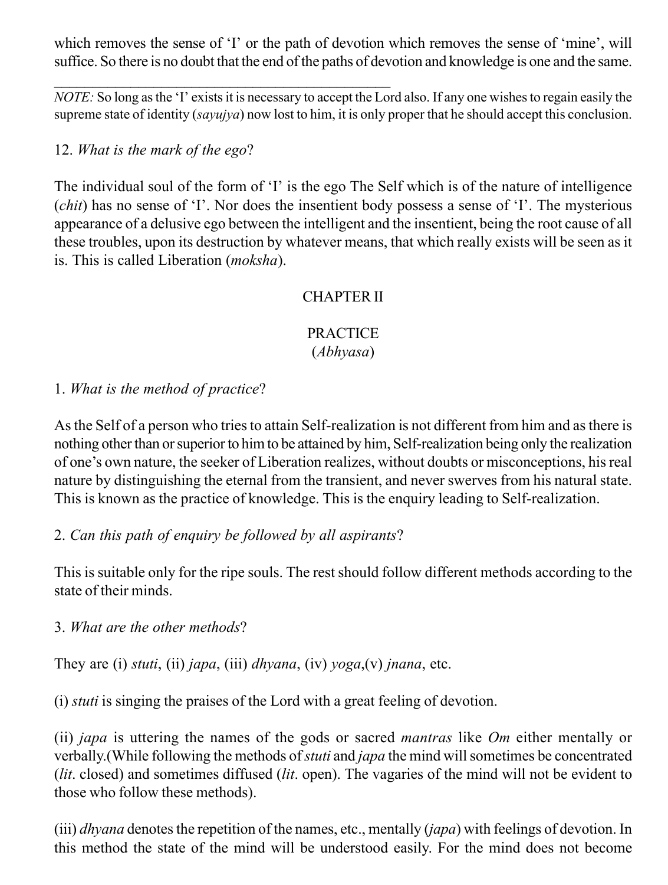which removes the sense of 'I' or the path of devotion which removes the sense of 'mine', will suffice. So there is no doubt that the end of the paths of devotion and knowledge is one and the same.

---

*NOTE:* So long as the 'I' exists it is necessary to accept the Lord also. If any one wishes to regain easily the supreme state of identity (*sayujya*) now lost to him, it is only proper that he should accept this conclusion.

12. *What is the mark of the ego*?

The individual soul of the form of 'I' is the ego The Self which is of the nature of intelligence (*chit*) has no sense of 'I'. Nor does the insentient body possess a sense of 'I'. The mysterious appearance of a delusive ego between the intelligent and the insentient, being the root cause of all these troubles, upon its destruction by whatever means, that which really exists will be seen as it is. This is called Liberation (*moksha*).

## CHAPTER II

## PRACTICE
### (*Abhyasa*)

1. *What is the method of practice*?

As the Self of a person who tries to attain Self-realization is not different from him and as there is nothing other than or superior to him to be attained by him, Self-realization being only the realization of one's own nature, the seeker of Liberation realizes, without doubts or misconceptions, his real nature by distinguishing the eternal from the transient, and never swerves from his natural state. This is known as the practice of knowledge. This is the enquiry leading to Self-realization.

2. *Can this path of enquiry be followed by all aspirants*?

This is suitable only for the ripe souls. The rest should follow different methods according to the state of their minds.

3. *What are the other methods*?

They are (i) *stuti*, (ii) *japa*, (iii) *dhyana*, (iv) *yoga*,(v) *jnana*, etc.

(i) *stuti* is singing the praises of the Lord with a great feeling of devotion.

(ii) *japa* is uttering the names of the gods or sacred *mantras* like *Om* either mentally or verbally.(While following the methods of *stuti* and *japa* the mind will sometimes be concentrated (*lit*. closed) and sometimes diffused (*lit*. open). The vagaries of the mind will not be evident to those who follow these methods).

(iii) *dhyana* denotes the repetition of the names, etc., mentally (*japa*) with feelings of devotion. In this method the state of the mind will be understood easily. For the mind does not become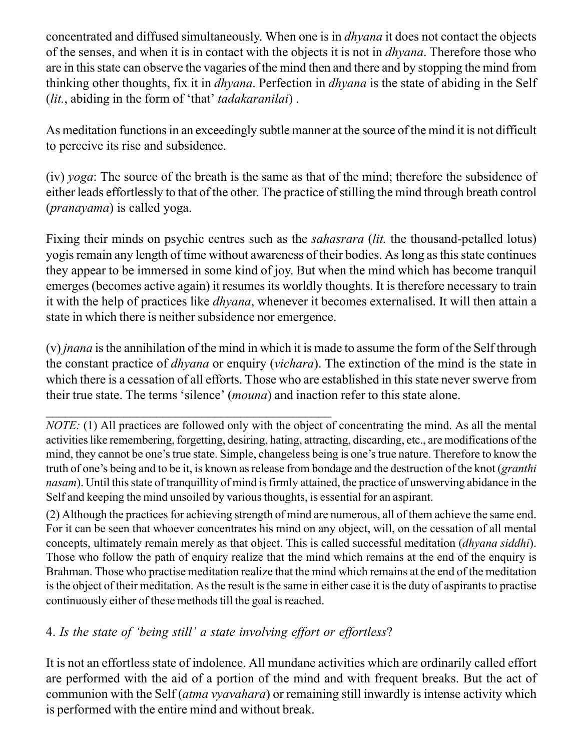concentrated and diffused simultaneously. When one is in *dhyana* it does not contact the objects of the senses, and when it is in contact with the objects it is not in *dhyana*. Therefore those who are in this state can observe the vagaries of the mind then and there and by stopping the mind from thinking other thoughts, fix it in *dhyana*. Perfection in *dhyana* is the state of abiding in the Self (*lit.*, abiding in the form of 'that' *tadakaranilai*) .

As meditation functions in an exceedingly subtle manner at the source of the mind it is not difficult to perceive its rise and subsidence.

(iv) *yoga*: The source of the breath is the same as that of the mind; therefore the subsidence of either leads effortlessly to that of the other. The practice of stilling the mind through breath control (*pranayama*) is called yoga.

Fixing their minds on psychic centres such as the *sahasrara* (*lit.* the thousand-petalled lotus) yogis remain any length of time without awareness of their bodies. As long as this state continues they appear to be immersed in some kind of joy. But when the mind which has become tranquil emerges (becomes active again) it resumes its worldly thoughts. It is therefore necessary to train it with the help of practices like *dhyana*, whenever it becomes externalised. It will then attain a state in which there is neither subsidence nor emergence.

(v) *jnana* is the annihilation of the mind in which it is made to assume the form of the Self through the constant practice of *dhyana* or enquiry (*vichara*). The extinction of the mind is the state in which there is a cessation of all efforts. Those who are established in this state never swerve from their true state. The terms 'silence' (*mouna*) and inaction refer to this state alone.

---

*NOTE:* (1) All practices are followed only with the object of concentrating the mind. As all the mental activities like remembering, forgetting, desiring, hating, attracting, discarding, etc., are modifications of the mind, they cannot be one's true state. Simple, changeless being is one's true nature. Therefore to know the truth of one's being and to be it, is known as release from bondage and the destruction of the knot (*granthi nasam*). Until this state of tranquillity of mind is firmly attained, the practice of unswerving abidance in the Self and keeping the mind unsoiled by various thoughts, is essential for an aspirant.

(2) Although the practices for achieving strength of mind are numerous, all of them achieve the same end. For it can be seen that whoever concentrates his mind on any object, will, on the cessation of all mental concepts, ultimately remain merely as that object. This is called successful meditation (*dhyana siddhi*). Those who follow the path of enquiry realize that the mind which remains at the end of the enquiry is Brahman. Those who practise meditation realize that the mind which remains at the end of the meditation is the object of their meditation. As the result is the same in either case it is the duty of aspirants to practise continuously either of these methods till the goal is reached.

4. *Is the state of 'being still' a state involving effort or effortless*?

It is not an effortless state of indolence. All mundane activities which are ordinarily called effort are performed with the aid of a portion of the mind and with frequent breaks. But the act of communion with the Self (*atma vyavahara*) or remaining still inwardly is intense activity which is performed with the entire mind and without break.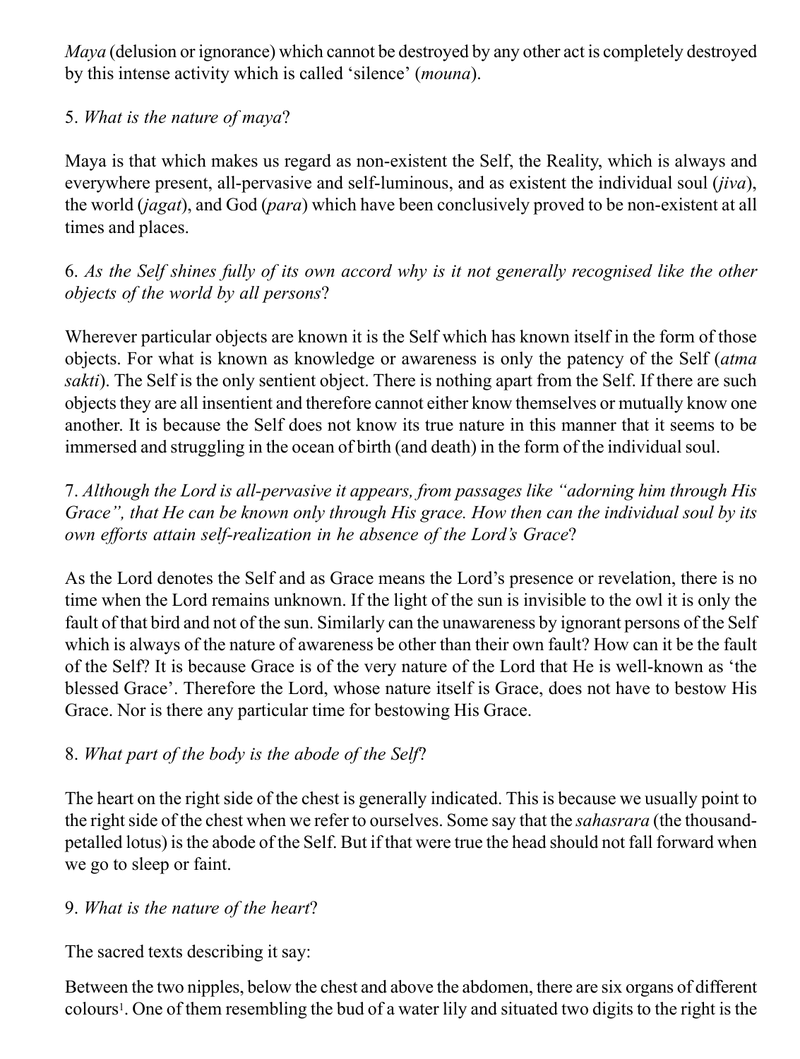*Maya* (delusion or ignorance) which cannot be destroyed by any other act is completely destroyed by this intense activity which is called 'silence' (*mouna*).

5. *What is the nature of maya*?

Maya is that which makes us regard as non-existent the Self, the Reality, which is always and everywhere present, all-pervasive and self-luminous, and as existent the individual soul (*jiva*), the world (*jagat*), and God (*para*) which have been conclusively proved to be non-existent at all times and places.

6. *As the Self shines fully of its own accord why is it not generally recognised like the other objects of the world by all persons*?

Wherever particular objects are known it is the Self which has known itself in the form of those objects. For what is known as knowledge or awareness is only the patency of the Self (*atma sakti*). The Self is the only sentient object. There is nothing apart from the Self. If there are such objects they are all insentient and therefore cannot either know themselves or mutually know one another. It is because the Self does not know its true nature in this manner that it seems to be immersed and struggling in the ocean of birth (and death) in the form of the individual soul.

7. *Although the Lord is all-pervasive it appears, from passages like "adorning him through His Grace", that He can be known only through His grace. How then can the individual soul by its own efforts attain self-realization in he absence of the Lord's Grace*?

As the Lord denotes the Self and as Grace means the Lord's presence or revelation, there is no time when the Lord remains unknown. If the light of the sun is invisible to the owl it is only the fault of that bird and not of the sun. Similarly can the unawareness by ignorant persons of the Self which is always of the nature of awareness be other than their own fault? How can it be the fault of the Self? It is because Grace is of the very nature of the Lord that He is well-known as 'the blessed Grace'. Therefore the Lord, whose nature itself is Grace, does not have to bestow His Grace. Nor is there any particular time for bestowing His Grace.

8. *What part of the body is the abode of the Self*?

The heart on the right side of the chest is generally indicated. This is because we usually point to the right side of the chest when we refer to ourselves. Some say that the *sahasrara* (the thousand-petalled lotus) is the abode of the Self. But if that were true the head should not fall forward when we go to sleep or faint.

9. *What is the nature of the heart*?

The sacred texts describing it say:

Between the two nipples, below the chest and above the abdomen, there are six organs of different colours[1]. One of them resembling the bud of a water lily and situated two digits to the right is the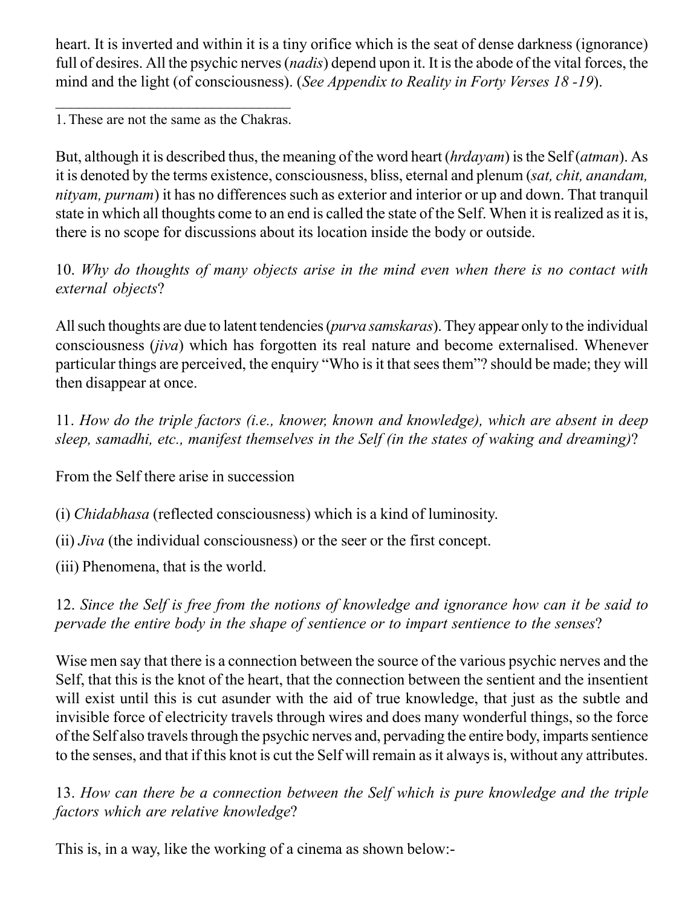heart. It is inverted and within it is a tiny orifice which is the seat of dense darkness (ignorance) full of desires. All the psychic nerves (*nadis*) depend upon it. It is the abode of the vital forces, the mind and the light (of consciousness). (*See Appendix to Reality in Forty Verses 18 -19*).

1. These are not the same as the Chakras.

But, although it is described thus, the meaning of the word heart (*hrdayam*) is the Self (*atman*). As it is denoted by the terms existence, consciousness, bliss, eternal and plenum (*sat, chit, anandam, nityam, purnam*) it has no differences such as exterior and interior or up and down. That tranquil state in which all thoughts come to an end is called the state of the Self. When it is realized as it is, there is no scope for discussions about its location inside the body or outside.

10. *Why do thoughts of many objects arise in the mind even when there is no contact with external objects*?

All such thoughts are due to latent tendencies (*purva samskaras*). They appear only to the individual consciousness (*jiva*) which has forgotten its real nature and become externalised. Whenever particular things are perceived, the enquiry "Who is it that sees them"? should be made; they will then disappear at once.

11. *How do the triple factors (i.e., knower, known and knowledge), which are absent in deep sleep, samadhi, etc., manifest themselves in the Self (in the states of waking and dreaming)*?

From the Self there arise in succession

(i) *Chidabhasa* (reflected consciousness) which is a kind of luminosity.

(ii) *Jiva* (the individual consciousness) or the seer or the first concept.

(iii) Phenomena, that is the world.

12. *Since the Self is free from the notions of knowledge and ignorance how can it be said to pervade the entire body in the shape of sentience or to impart sentience to the senses*?

Wise men say that there is a connection between the source of the various psychic nerves and the Self, that this is the knot of the heart, that the connection between the sentient and the insentient will exist until this is cut asunder with the aid of true knowledge, that just as the subtle and invisible force of electricity travels through wires and does many wonderful things, so the force of the Self also travels through the psychic nerves and, pervading the entire body, imparts sentience to the senses, and that if this knot is cut the Self will remain as it always is, without any attributes.

13. *How can there be a connection between the Self which is pure knowledge and the triple factors which are relative knowledge*?

This is, in a way, like the working of a cinema as shown below:-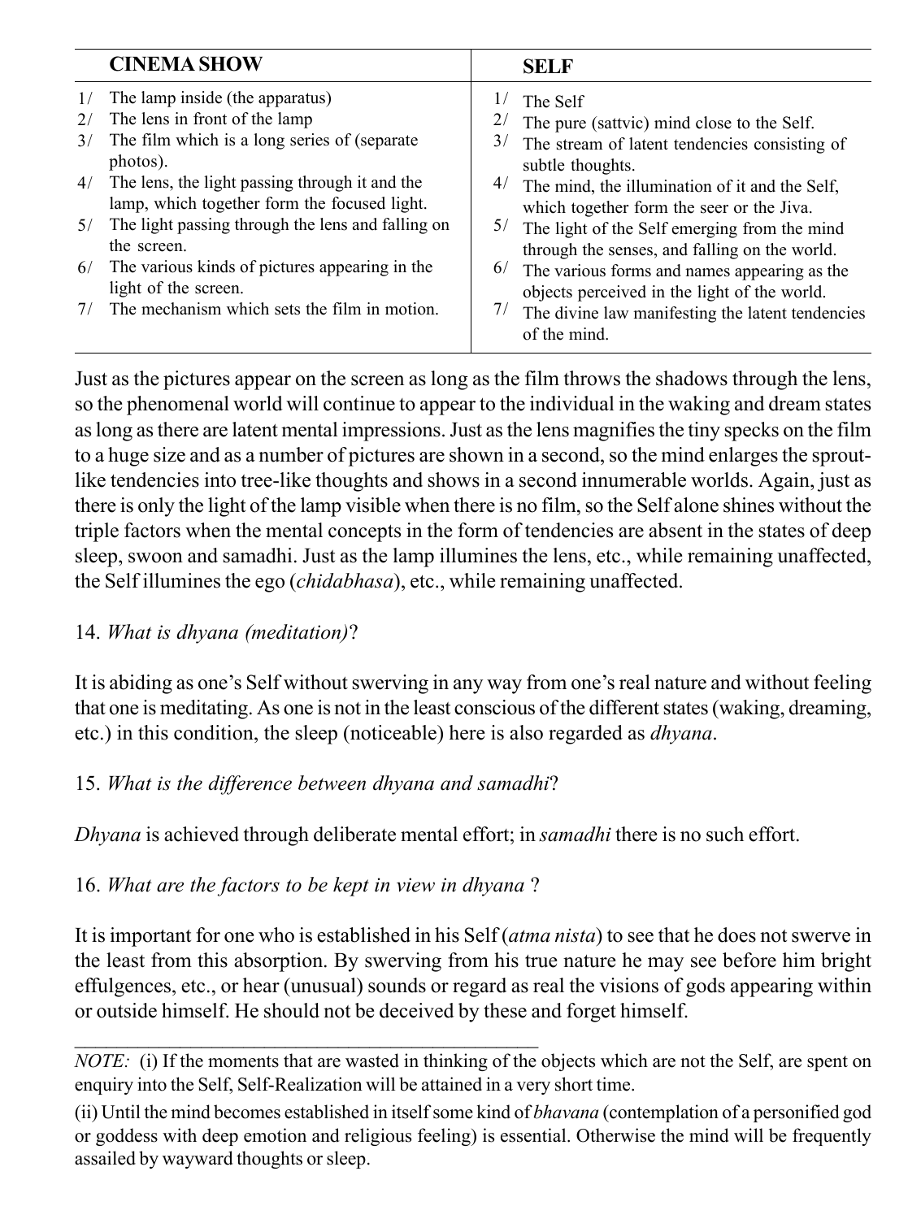| CINEMA SHOW | SELF |
|---|---|
| 1/ The lamp inside (the apparatus) | 1/ The Self |
| 2/ The lens in front of the lamp | 2/ The pure (sattvic) mind close to the Self. |
| 3/ The film which is a long series of (separate photos). | 3/ The stream of latent tendencies consisting of subtle thoughts. |
| 4/ The lens, the light passing through it and the lamp, which together form the focused light. | 4/ The mind, the illumination of it and the Self, which together form the seer or the Jiva. |
| 5/ The light passing through the lens and falling on the screen. | 5/ The light of the Self emerging from the mind through the senses, and falling on the world. |
| 6/ The various kinds of pictures appearing in the light of the screen. | 6/ The various forms and names appearing as the objects perceived in the light of the world. |
| 7/ The mechanism which sets the film in motion. | 7/ The divine law manifesting the latent tendencies of the mind. |

Just as the pictures appear on the screen as long as the film throws the shadows through the lens, so the phenomenal world will continue to appear to the individual in the waking and dream states as long as there are latent mental impressions. Just as the lens magnifies the tiny specks on the film to a huge size and as a number of pictures are shown in a second, so the mind enlarges the sprout-like tendencies into tree-like thoughts and shows in a second innumerable worlds. Again, just as there is only the light of the lamp visible when there is no film, so the Self alone shines without the triple factors when the mental concepts in the form of tendencies are absent in the states of deep sleep, swoon and samadhi. Just as the lamp illumines the lens, etc., while remaining unaffected, the Self illumines the ego (*chidabhasa*), etc., while remaining unaffected.

14. *What is dhyana (meditation)*?

It is abiding as one's Self without swerving in any way from one's real nature and without feeling that one is meditating. As one is not in the least conscious of the different states (waking, dreaming, etc.) in this condition, the sleep (noticeable) here is also regarded as *dhyana*.

15. *What is the difference between dhyana and samadhi*?

*Dhyana* is achieved through deliberate mental effort; in *samadhi* there is no such effort.

16. *What are the factors to be kept in view in dhyana* ?

It is important for one who is established in his Self (*atma nista*) to see that he does not swerve in the least from this absorption. By swerving from his true nature he may see before him bright effulgences, etc., or hear (unusual) sounds or regard as real the visions of gods appearing within or outside himself. He should not be deceived by these and forget himself.

---

*NOTE:* (i) If the moments that are wasted in thinking of the objects which are not the Self, are spent on enquiry into the Self, Self-Realization will be attained in a very short time.

(ii) Until the mind becomes established in itself some kind of *bhavana* (contemplation of a personified god or goddess with deep emotion and religious feeling) is essential. Otherwise the mind will be frequently assailed by wayward thoughts or sleep.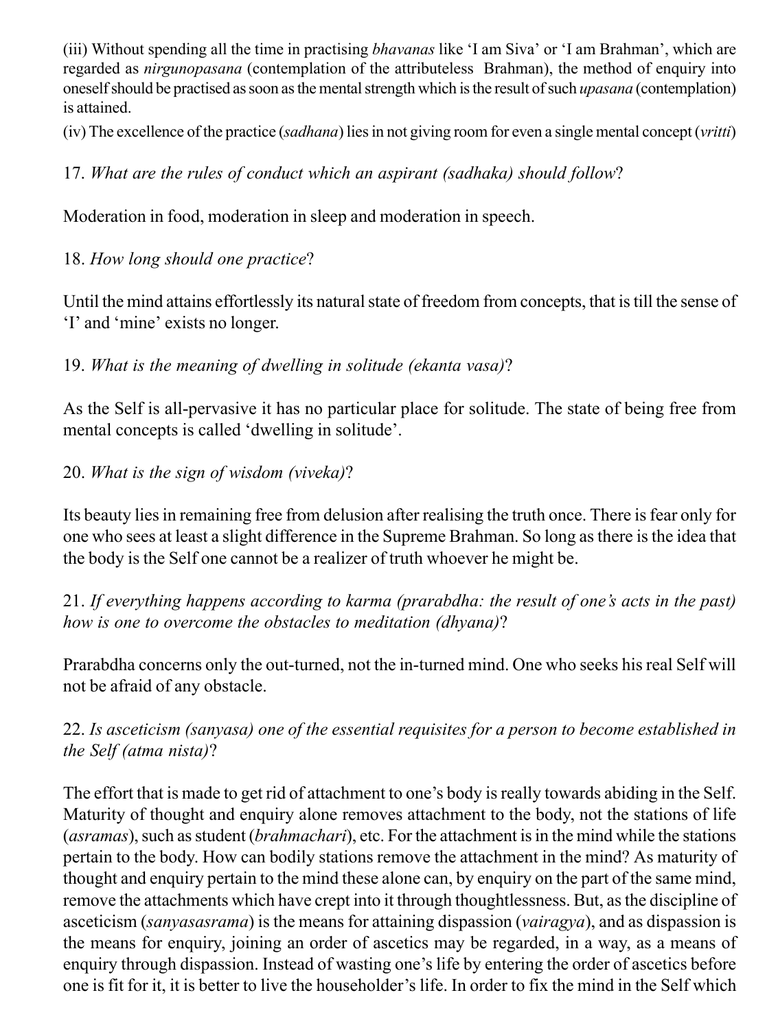(iii) Without spending all the time in practising *bhavanas* like 'I am Siva' or 'I am Brahman', which are regarded as *nirgunopasana* (contemplation of the attributeless Brahman), the method of enquiry into oneself should be practised as soon as the mental strength which is the result of such *upasana* (contemplation) is attained.

(iv) The excellence of the practice (*sadhana*) lies in not giving room for even a single mental concept (*vritti*)

17. *What are the rules of conduct which an aspirant (sadhaka) should follow*?

Moderation in food, moderation in sleep and moderation in speech.

18. *How long should one practice*?

Until the mind attains effortlessly its natural state of freedom from concepts, that is till the sense of 'I' and 'mine' exists no longer.

19. *What is the meaning of dwelling in solitude (ekanta vasa)*?

As the Self is all-pervasive it has no particular place for solitude. The state of being free from mental concepts is called 'dwelling in solitude'.

20. *What is the sign of wisdom (viveka)*?

Its beauty lies in remaining free from delusion after realising the truth once. There is fear only for one who sees at least a slight difference in the Supreme Brahman. So long as there is the idea that the body is the Self one cannot be a realizer of truth whoever he might be.

21. *If everything happens according to karma (prarabdha: the result of one's acts in the past) how is one to overcome the obstacles to meditation (dhyana)*?

Prarabdha concerns only the out-turned, not the in-turned mind. One who seeks his real Self will not be afraid of any obstacle.

22. *Is asceticism (sanyasa) one of the essential requisites for a person to become established in the Self (atma nista)*?

The effort that is made to get rid of attachment to one's body is really towards abiding in the Self. Maturity of thought and enquiry alone removes attachment to the body, not the stations of life (*asramas*), such as student (*brahmachari*), etc. For the attachment is in the mind while the stations pertain to the body. How can bodily stations remove the attachment in the mind? As maturity of thought and enquiry pertain to the mind these alone can, by enquiry on the part of the same mind, remove the attachments which have crept into it through thoughtlessness. But, as the discipline of asceticism (*sanyasasrama*) is the means for attaining dispassion (*vairagya*), and as dispassion is the means for enquiry, joining an order of ascetics may be regarded, in a way, as a means of enquiry through dispassion. Instead of wasting one's life by entering the order of ascetics before one is fit for it, it is better to live the householder's life. In order to fix the mind in the Self which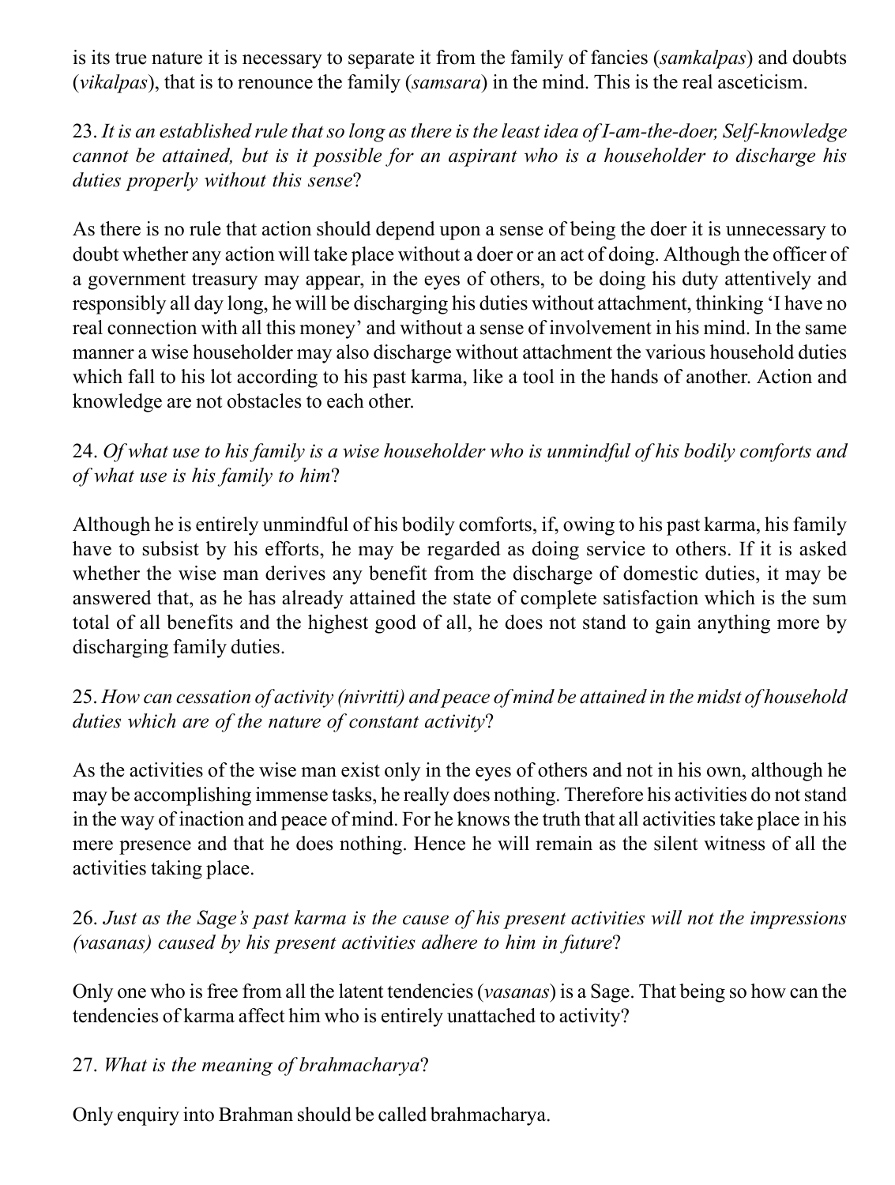is its true nature it is necessary to separate it from the family of fancies (*samkalpas*) and doubts (*vikalpas*), that is to renounce the family (*samsara*) in the mind. This is the real asceticism.

23. *It is an established rule that so long as there is the least idea of I-am-the-doer, Self-knowledge cannot be attained, but is it possible for an aspirant who is a householder to discharge his duties properly without this sense*?

As there is no rule that action should depend upon a sense of being the doer it is unnecessary to doubt whether any action will take place without a doer or an act of doing. Although the officer of a government treasury may appear, in the eyes of others, to be doing his duty attentively and responsibly all day long, he will be discharging his duties without attachment, thinking 'I have no real connection with all this money' and without a sense of involvement in his mind. In the same manner a wise householder may also discharge without attachment the various household duties which fall to his lot according to his past karma, like a tool in the hands of another. Action and knowledge are not obstacles to each other.

24. *Of what use to his family is a wise householder who is unmindful of his bodily comforts and of what use is his family to him*?

Although he is entirely unmindful of his bodily comforts, if, owing to his past karma, his family have to subsist by his efforts, he may be regarded as doing service to others. If it is asked whether the wise man derives any benefit from the discharge of domestic duties, it may be answered that, as he has already attained the state of complete satisfaction which is the sum total of all benefits and the highest good of all, he does not stand to gain anything more by discharging family duties.

25. *How can cessation of activity (nivritti) and peace of mind be attained in the midst of household duties which are of the nature of constant activity*?

As the activities of the wise man exist only in the eyes of others and not in his own, although he may be accomplishing immense tasks, he really does nothing. Therefore his activities do not stand in the way of inaction and peace of mind. For he knows the truth that all activities take place in his mere presence and that he does nothing. Hence he will remain as the silent witness of all the activities taking place.

26. *Just as the Sage's past karma is the cause of his present activities will not the impressions (vasanas) caused by his present activities adhere to him in future*?

Only one who is free from all the latent tendencies (*vasanas*) is a Sage. That being so how can the tendencies of karma affect him who is entirely unattached to activity?

27. *What is the meaning of brahmacharya*?

Only enquiry into Brahman should be called brahmacharya.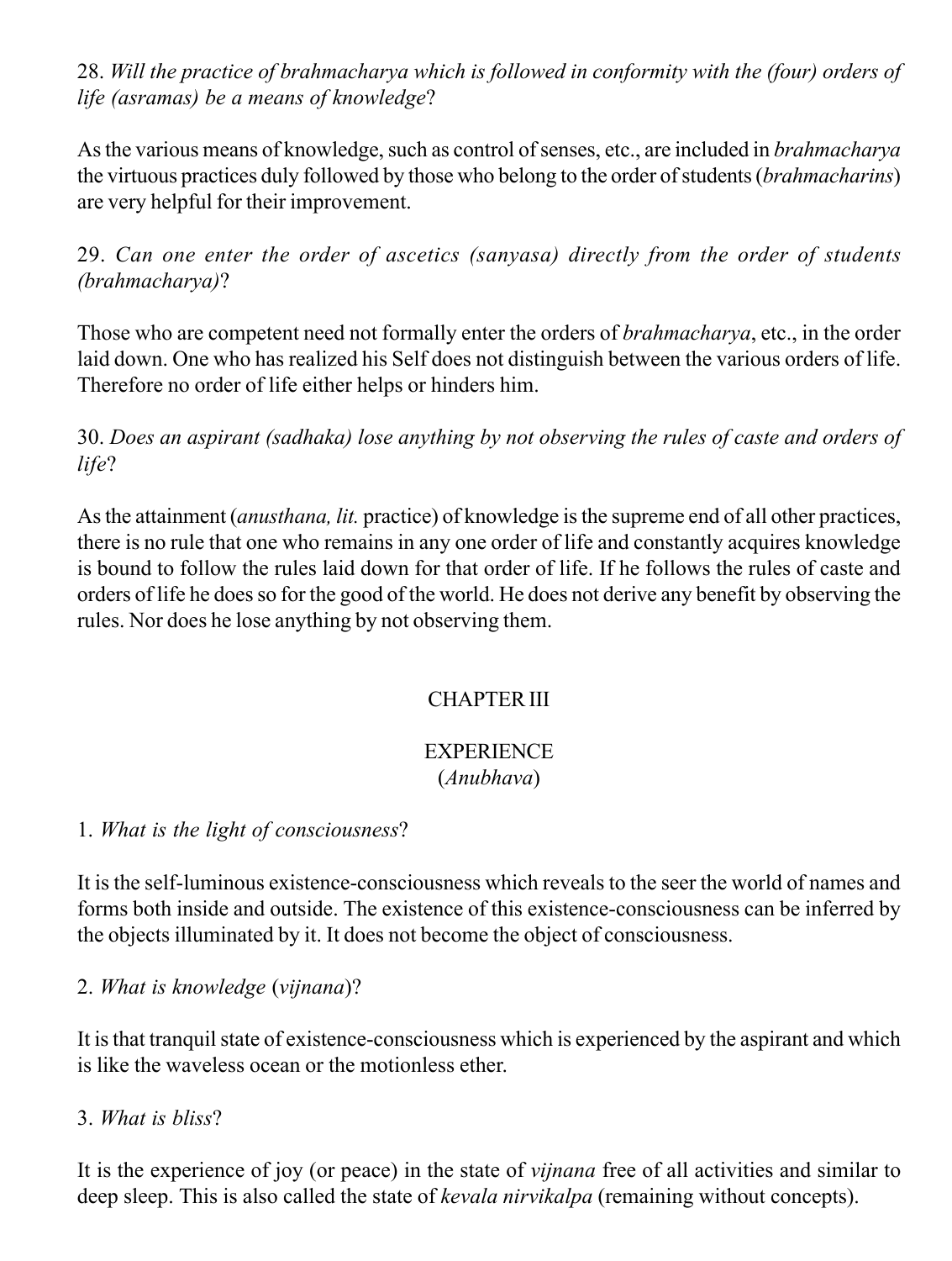28. *Will the practice of brahmacharya which is followed in conformity with the (four) orders of life (asramas) be a means of knowledge*?

As the various means of knowledge, such as control of senses, etc., are included in *brahmacharya* the virtuous practices duly followed by those who belong to the order of students (*brahmacharins*) are very helpful for their improvement.

29. *Can one enter the order of ascetics (sanyasa) directly from the order of students (brahmacharya)*?

Those who are competent need not formally enter the orders of *brahmacharya*, etc., in the order laid down. One who has realized his Self does not distinguish between the various orders of life. Therefore no order of life either helps or hinders him.

30. *Does an aspirant (sadhaka) lose anything by not observing the rules of caste and orders of life*?

As the attainment (*anusthana, lit.* practice) of knowledge is the supreme end of all other practices, there is no rule that one who remains in any one order of life and constantly acquires knowledge is bound to follow the rules laid down for that order of life. If he follows the rules of caste and orders of life he does so for the good of the world. He does not derive any benefit by observing the rules. Nor does he lose anything by not observing them.

## CHAPTER III

### EXPERIENCE
### (*Anubhava*)

1. *What is the light of consciousness*?

It is the self-luminous existence-consciousness which reveals to the seer the world of names and forms both inside and outside. The existence of this existence-consciousness can be inferred by the objects illuminated by it. It does not become the object of consciousness.

2. *What is knowledge* (*vijnana*)?

It is that tranquil state of existence-consciousness which is experienced by the aspirant and which is like the waveless ocean or the motionless ether.

3. *What is bliss*?

It is the experience of joy (or peace) in the state of *vijnana* free of all activities and similar to deep sleep. This is also called the state of *kevala nirvikalpa* (remaining without concepts).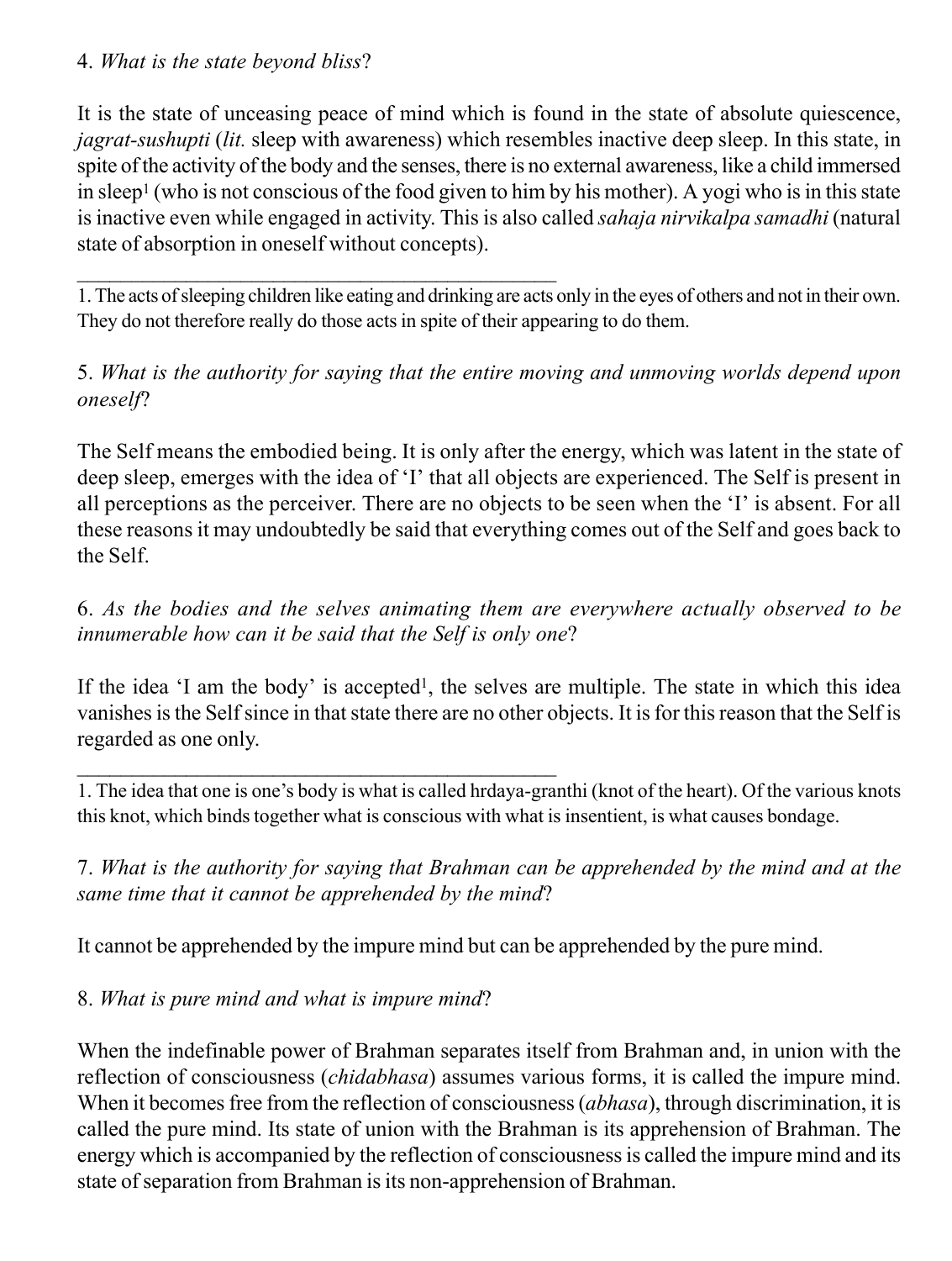4. *What is the state beyond bliss*?

It is the state of unceasing peace of mind which is found in the state of absolute quiescence, *jagrat-sushupti* (*lit.* sleep with awareness) which resembles inactive deep sleep. In this state, in spite of the activity of the body and the senses, there is no external awareness, like a child immersed in sleep[1] (who is not conscious of the food given to him by his mother). A yogi who is in this state is inactive even while engaged in activity. This is also called *sahaja nirvikalpa samadhi* (natural state of absorption in oneself without concepts).

---

1. The acts of sleeping children like eating and drinking are acts only in the eyes of others and not in their own. They do not therefore really do those acts in spite of their appearing to do them.

5. *What is the authority for saying that the entire moving and unmoving worlds depend upon oneself*?

The Self means the embodied being. It is only after the energy, which was latent in the state of deep sleep, emerges with the idea of 'I' that all objects are experienced. The Self is present in all perceptions as the perceiver. There are no objects to be seen when the 'I' is absent. For all these reasons it may undoubtedly be said that everything comes out of the Self and goes back to the Self.

6. *As the bodies and the selves animating them are everywhere actually observed to be innumerable how can it be said that the Self is only one*?

If the idea 'I am the body' is accepted[1], the selves are multiple. The state in which this idea vanishes is the Self since in that state there are no other objects. It is for this reason that the Self is regarded as one only.

---

1. The idea that one is one's body is what is called hrdaya-granthi (knot of the heart). Of the various knots this knot, which binds together what is conscious with what is insentient, is what causes bondage.

7. *What is the authority for saying that Brahman can be apprehended by the mind and at the same time that it cannot be apprehended by the mind*?

It cannot be apprehended by the impure mind but can be apprehended by the pure mind.

8. *What is pure mind and what is impure mind*?

When the indefinable power of Brahman separates itself from Brahman and, in union with the reflection of consciousness (*chidabhasa*) assumes various forms, it is called the impure mind. When it becomes free from the reflection of consciousness (*abhasa*), through discrimination, it is called the pure mind. Its state of union with the Brahman is its apprehension of Brahman. The energy which is accompanied by the reflection of consciousness is called the impure mind and its state of separation from Brahman is its non-apprehension of Brahman.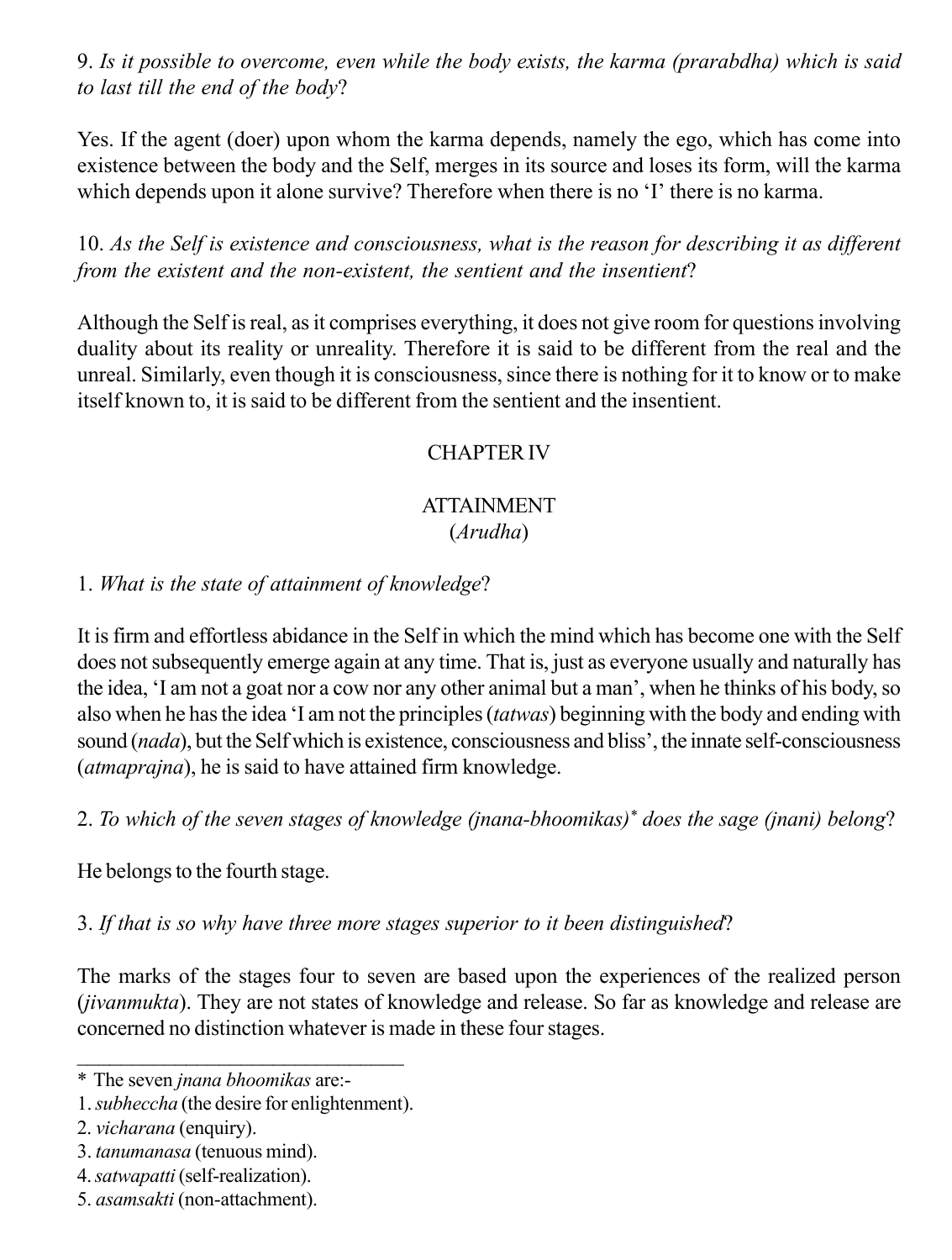9. *Is it possible to overcome, even while the body exists, the karma (prarabdha) which is said to last till the end of the body*?

Yes. If the agent (doer) upon whom the karma depends, namely the ego, which has come into existence between the body and the Self, merges in its source and loses its form, will the karma which depends upon it alone survive? Therefore when there is no 'I' there is no karma.

10. *As the Self is existence and consciousness, what is the reason for describing it as different from the existent and the non-existent, the sentient and the insentient*?

Although the Self is real, as it comprises everything, it does not give room for questions involving duality about its reality or unreality. Therefore it is said to be different from the real and the unreal. Similarly, even though it is consciousness, since there is nothing for it to know or to make itself known to, it is said to be different from the sentient and the insentient.

## CHAPTER IV

## ATTAINMENT
(*Arudha*)

1. *What is the state of attainment of knowledge*?

It is firm and effortless abidance in the Self in which the mind which has become one with the Self does not subsequently emerge again at any time. That is, just as everyone usually and naturally has the idea, 'I am not a goat nor a cow nor any other animal but a man', when he thinks of his body, so also when he has the idea 'I am not the principles (*tatwas*) beginning with the body and ending with sound (*nada*), but the Self which is existence, consciousness and bliss', the innate self-consciousness (*atmaprajna*), he is said to have attained firm knowledge.

2. *To which of the seven stages of knowledge (jnana-bhoomikas)\* does the sage (jnani) belong*?

He belongs to the fourth stage.

3. *If that is so why have three more stages superior to it been distinguished*?

The marks of the stages four to seven are based upon the experiences of the realized person (*jivanmukta*). They are not states of knowledge and release. So far as knowledge and release are concerned no distinction whatever is made in these four stages.

---

\* The seven *jnana bhoomikas* are:-

1. *subheccha* (the desire for enlightenment).
2. *vicharana* (enquiry).
3. *tanumanasa* (tenuous mind).
4. *satwapatti* (self-realization).
5. *asamsakti* (non-attachment).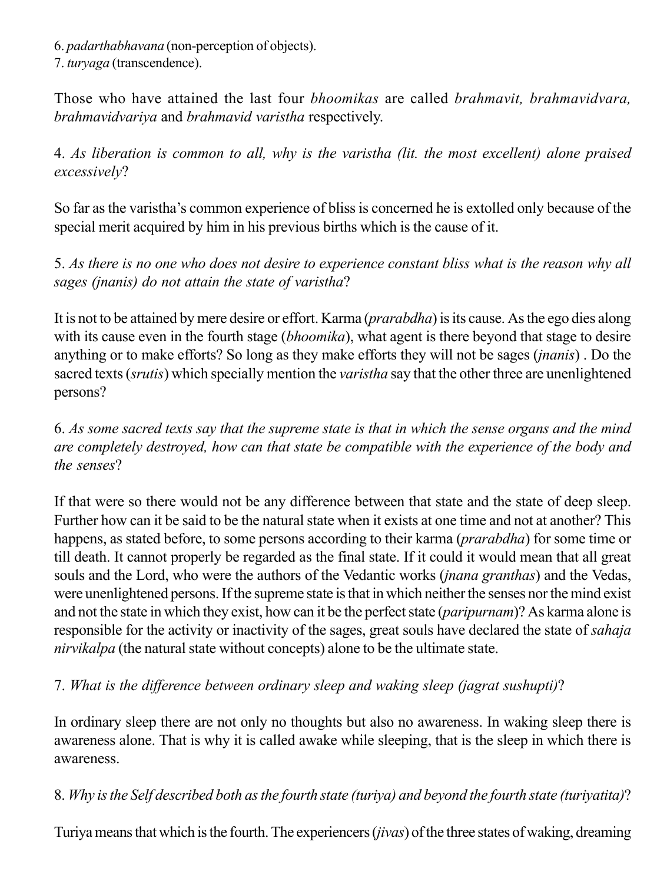6. *padarthabhavana* (non-perception of objects).
7. *turyaga* (transcendence).

Those who have attained the last four *bhoomikas* are called *brahmavit, brahmavidvara, brahmavidvariya* and *brahmavid varistha* respectively.

4. *As liberation is common to all, why is the varistha (lit. the most excellent) alone praised excessively*?

So far as the varistha's common experience of bliss is concerned he is extolled only because of the special merit acquired by him in his previous births which is the cause of it.

5. *As there is no one who does not desire to experience constant bliss what is the reason why all sages (jnanis) do not attain the state of varistha*?

It is not to be attained by mere desire or effort. Karma (*prarabdha*) is its cause. As the ego dies along with its cause even in the fourth stage (*bhoomika*), what agent is there beyond that stage to desire anything or to make efforts? So long as they make efforts they will not be sages (*jnanis*) . Do the sacred texts (*srutis*) which specially mention the *varistha* say that the other three are unenlightened persons?

6. *As some sacred texts say that the supreme state is that in which the sense organs and the mind are completely destroyed, how can that state be compatible with the experience of the body and the senses*?

If that were so there would not be any difference between that state and the state of deep sleep. Further how can it be said to be the natural state when it exists at one time and not at another? This happens, as stated before, to some persons according to their karma (*prarabdha*) for some time or till death. It cannot properly be regarded as the final state. If it could it would mean that all great souls and the Lord, who were the authors of the Vedantic works (*jnana granthas*) and the Vedas, were unenlightened persons. If the supreme state is that in which neither the senses nor the mind exist and not the state in which they exist, how can it be the perfect state (*paripurnam*)? As karma alone is responsible for the activity or inactivity of the sages, great souls have declared the state of *sahaja nirvikalpa* (the natural state without concepts) alone to be the ultimate state.

7. *What is the difference between ordinary sleep and waking sleep (jagrat sushupti)*?

In ordinary sleep there are not only no thoughts but also no awareness. In waking sleep there is awareness alone. That is why it is called awake while sleeping, that is the sleep in which there is awareness.

8. *Why is the Self described both as the fourth state (turiya) and beyond the fourth state (turiyatita)*?

Turiya means that which is the fourth. The experiencers (*jivas*) of the three states of waking, dreaming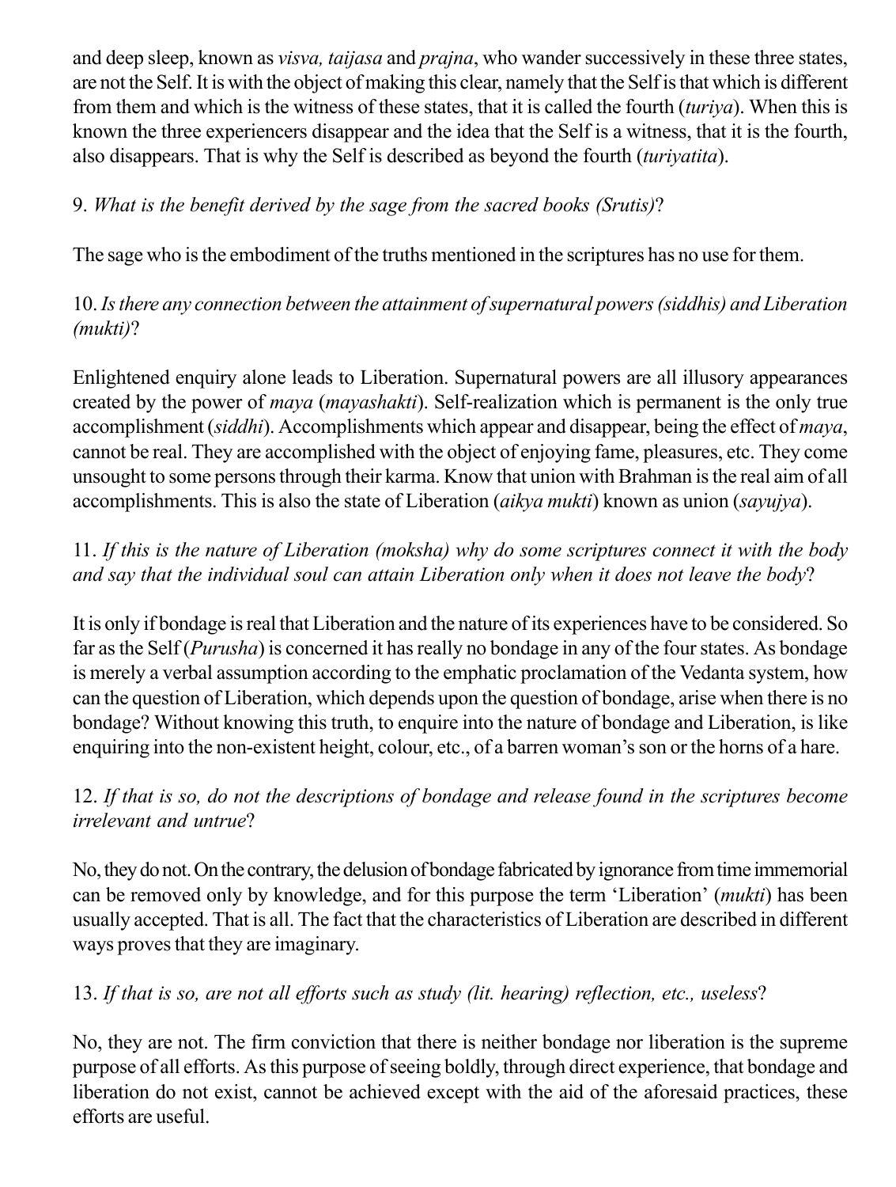and deep sleep, known as *visva, taijasa* and *prajna*, who wander successively in these three states, are not the Self. It is with the object of making this clear, namely that the Self is that which is different from them and which is the witness of these states, that it is called the fourth (*turiya*). When this is known the three experiencers disappear and the idea that the Self is a witness, that it is the fourth, also disappears. That is why the Self is described as beyond the fourth (*turiyatita*).

9. *What is the benefit derived by the sage from the sacred books (Srutis)*?

The sage who is the embodiment of the truths mentioned in the scriptures has no use for them.

10. *Is there any connection between the attainment of supernatural powers (siddhis) and Liberation (mukti)*?

Enlightened enquiry alone leads to Liberation. Supernatural powers are all illusory appearances created by the power of *maya* (*mayashakti*). Self-realization which is permanent is the only true accomplishment (*siddhi*). Accomplishments which appear and disappear, being the effect of *maya*, cannot be real. They are accomplished with the object of enjoying fame, pleasures, etc. They come unsought to some persons through their karma. Know that union with Brahman is the real aim of all accomplishments. This is also the state of Liberation (*aikya mukti*) known as union (*sayujya*).

11. *If this is the nature of Liberation (moksha) why do some scriptures connect it with the body and say that the individual soul can attain Liberation only when it does not leave the body*?

It is only if bondage is real that Liberation and the nature of its experiences have to be considered. So far as the Self (*Purusha*) is concerned it has really no bondage in any of the four states. As bondage is merely a verbal assumption according to the emphatic proclamation of the Vedanta system, how can the question of Liberation, which depends upon the question of bondage, arise when there is no bondage? Without knowing this truth, to enquire into the nature of bondage and Liberation, is like enquiring into the non-existent height, colour, etc., of a barren woman's son or the horns of a hare.

12. *If that is so, do not the descriptions of bondage and release found in the scriptures become irrelevant and untrue*?

No, they do not. On the contrary, the delusion of bondage fabricated by ignorance from time immemorial can be removed only by knowledge, and for this purpose the term 'Liberation' (*mukti*) has been usually accepted. That is all. The fact that the characteristics of Liberation are described in different ways proves that they are imaginary.

13. *If that is so, are not all efforts such as study (lit. hearing) reflection, etc., useless*?

No, they are not. The firm conviction that there is neither bondage nor liberation is the supreme purpose of all efforts. As this purpose of seeing boldly, through direct experience, that bondage and liberation do not exist, cannot be achieved except with the aid of the aforesaid practices, these efforts are useful.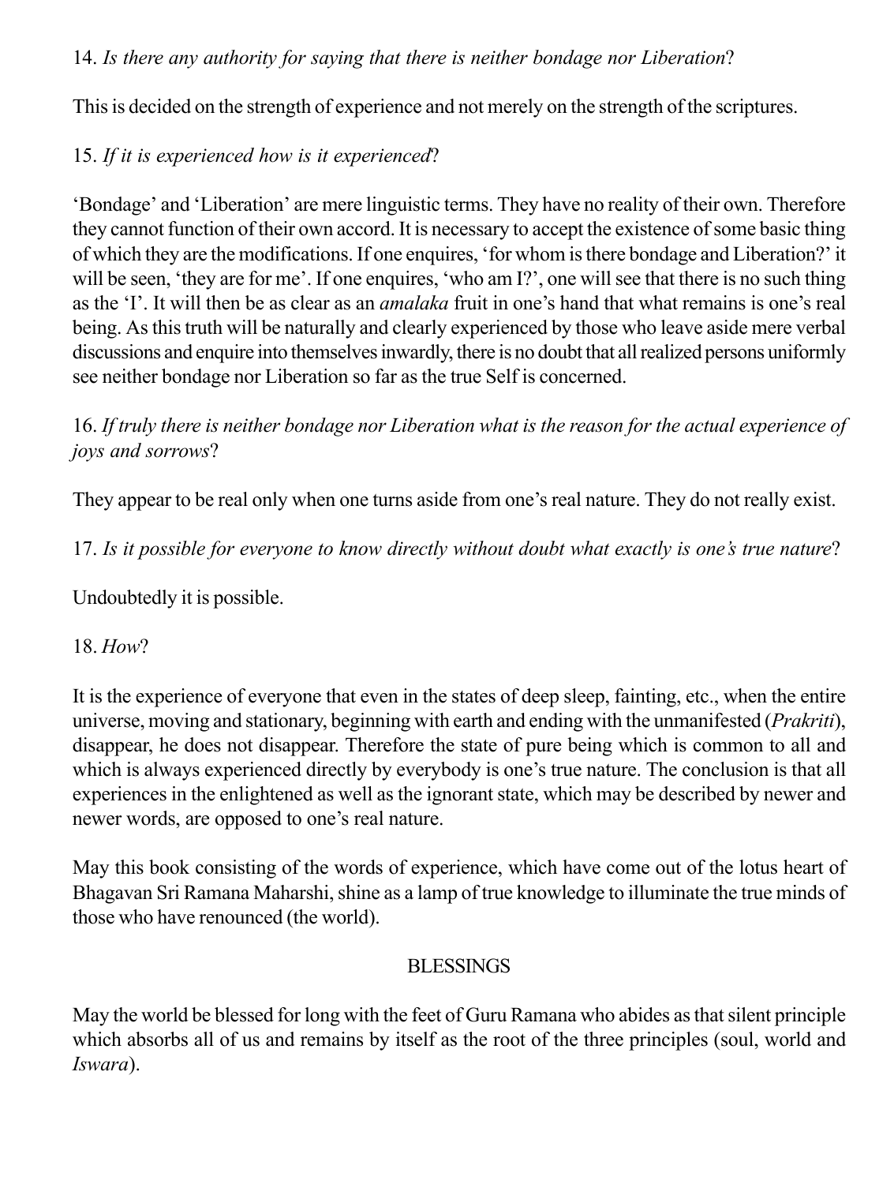14. *Is there any authority for saying that there is neither bondage nor Liberation*?

This is decided on the strength of experience and not merely on the strength of the scriptures.

15. *If it is experienced how is it experienced*?

'Bondage' and 'Liberation' are mere linguistic terms. They have no reality of their own. Therefore they cannot function of their own accord. It is necessary to accept the existence of some basic thing of which they are the modifications. If one enquires, 'for whom is there bondage and Liberation?' it will be seen, 'they are for me'. If one enquires, 'who am I?', one will see that there is no such thing as the 'I'. It will then be as clear as an *amalaka* fruit in one's hand that what remains is one's real being. As this truth will be naturally and clearly experienced by those who leave aside mere verbal discussions and enquire into themselves inwardly, there is no doubt that all realized persons uniformly see neither bondage nor Liberation so far as the true Self is concerned.

16. *If truly there is neither bondage nor Liberation what is the reason for the actual experience of joys and sorrows*?

They appear to be real only when one turns aside from one's real nature. They do not really exist.

17. *Is it possible for everyone to know directly without doubt what exactly is one's true nature*?

Undoubtedly it is possible.

18. *How*?

It is the experience of everyone that even in the states of deep sleep, fainting, etc., when the entire universe, moving and stationary, beginning with earth and ending with the unmanifested (*Prakriti*), disappear, he does not disappear. Therefore the state of pure being which is common to all and which is always experienced directly by everybody is one's true nature. The conclusion is that all experiences in the enlightened as well as the ignorant state, which may be described by newer and newer words, are opposed to one's real nature.

May this book consisting of the words of experience, which have come out of the lotus heart of Bhagavan Sri Ramana Maharshi, shine as a lamp of true knowledge to illuminate the true minds of those who have renounced (the world).

## BLESSINGS

May the world be blessed for long with the feet of Guru Ramana who abides as that silent principle which absorbs all of us and remains by itself as the root of the three principles (soul, world and *Iswara*).